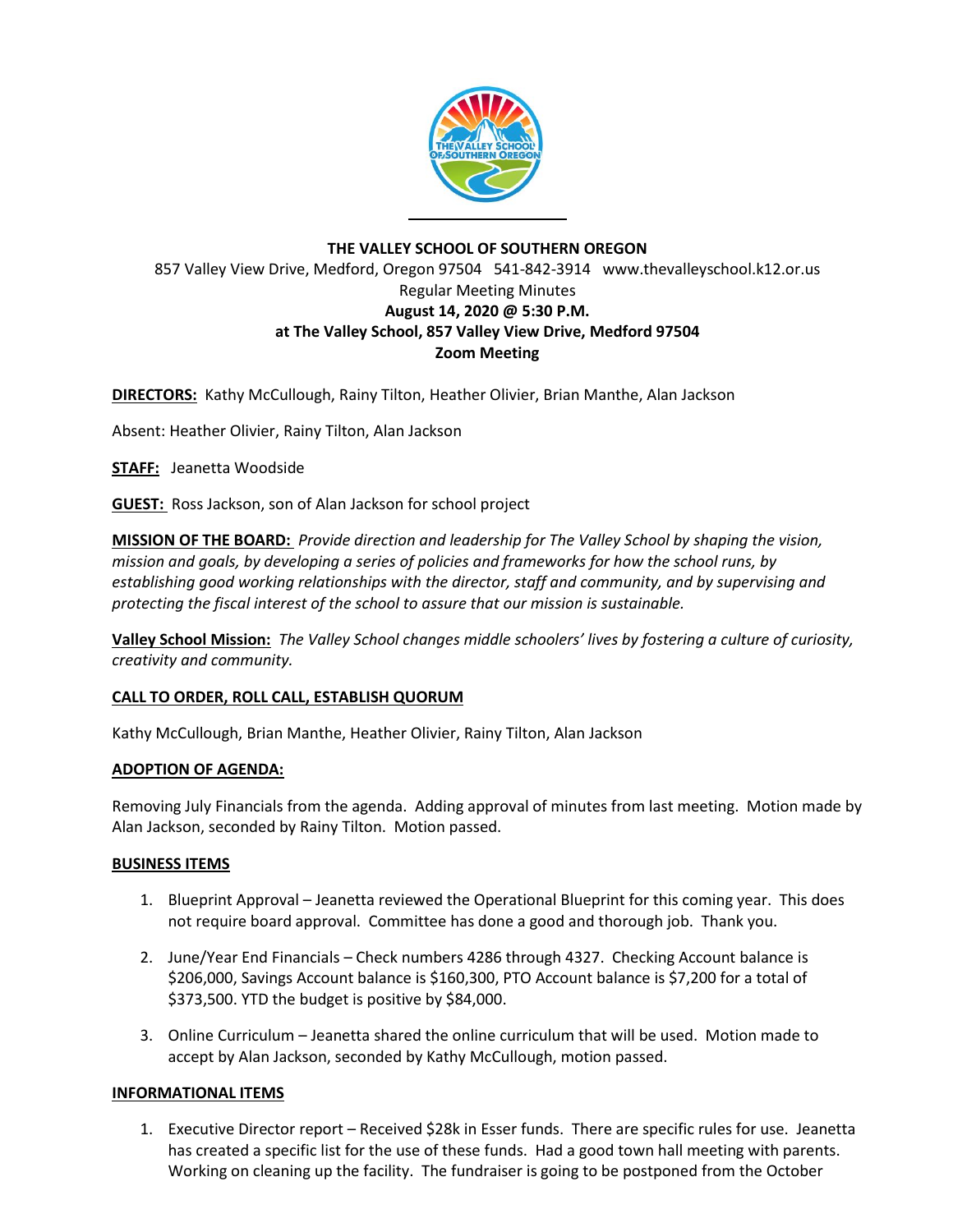**THE VALLEY SCHOOL OF SOUTHERN OREGON**

857 Valley View Drive, Medford, Oregon 97504 541-842-3914 www.thevalleyschool.k12.or.us

Regular Meeting Minutes

**August 14, 2020 @ 5:30 P.M.**

**at The Valley School, 857 Valley View Drive, Medford 97504**

**Zoom Meeting**

**DIRECTORS:** Kathy McCullough, Rainy Tilton, Heather Olivier, Brian Manthe, Alan Jackson

Absent: Heather Olivier, Rainy Tilton, Alan Jackson

**STAFF:** Jeanetta Woodside

**GUEST:** Ross Jackson, son of Alan Jackson for school project

**MISSION OF THE BOARD:** *Provide direction and leadership for The Valley School by shaping the vision, mission and goals, by developing a series of policies and frameworks for how the school runs, by establishing good working relationships with the director, staff and community, and by supervising and protecting the fiscal interest of the school to assure that our mission is sustainable.*

**Valley School Mission:** *The Valley School changes middle schoolers' lives by fostering a culture of curiosity, creativity and community.*

**CALL TO ORDER, ROLL CALL, ESTABLISH QUORUM**

Kathy McCullough, Brian Manthe, Heather Olivier, Rainy Tilton, Alan Jackson

**ADOPTION OF AGENDA:**

Removing July Financials from the agenda. Adding approval of minutes from last meeting. Motion made by Alan Jackson, seconded by Rainy Tilton. Motion passed.

**BUSINESS ITEMS**

1. Blueprint Approval – Jeanetta reviewed the Operational Blueprint for this coming year. This does not require board approval. Committee has done a good and thorough job. Thank you.

2. June/Year End Financials – Check numbers 4286 through 4327. Checking Account balance is $206,000, Savings Account balance is $160,300, PTO Account balance is $7,200 for a total of $373,500. YTD the budget is positive by $84,000.

3. Online Curriculum – Jeanetta shared the online curriculum that will be used. Motion made to accept by Alan Jackson, seconded by Kathy McCullough, motion passed.

**INFORMATIONAL ITEMS**

1. Executive Director report – Received $28k in Esser funds. There are specific rules for use. Jeanetta has created a specific list for the use of these funds. Had a good town hall meeting with parents. Working on cleaning up the facility. The fundraiser is going to be postponed from the October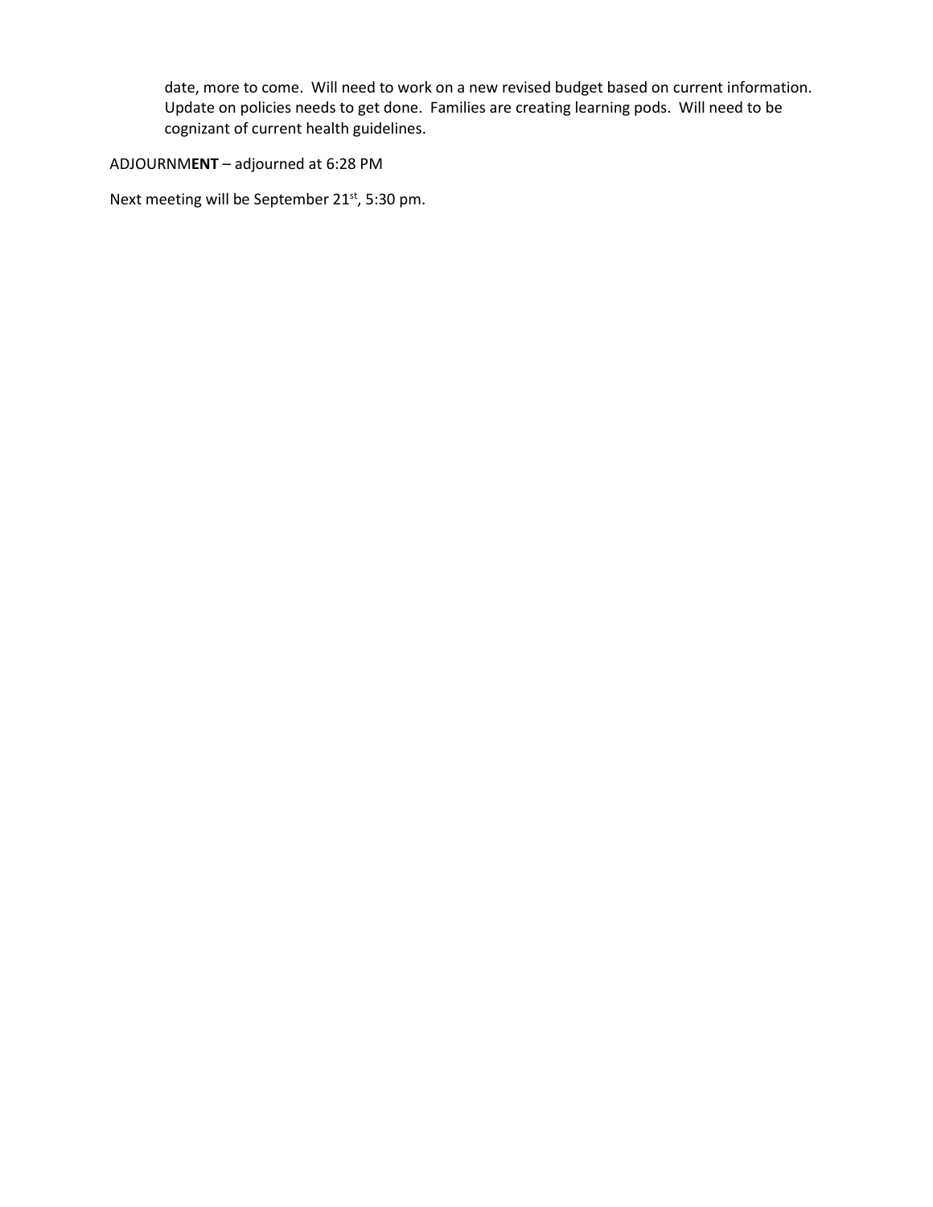date, more to come. Will need to work on a new revised budget based on current information. Update on policies needs to get done. Families are creating learning pods. Will need to be cognizant of current health guidelines.

ADJOURNM**ENT** – adjourned at 6:28 PM

Next meeting will be September 21st, 5:30 pm.